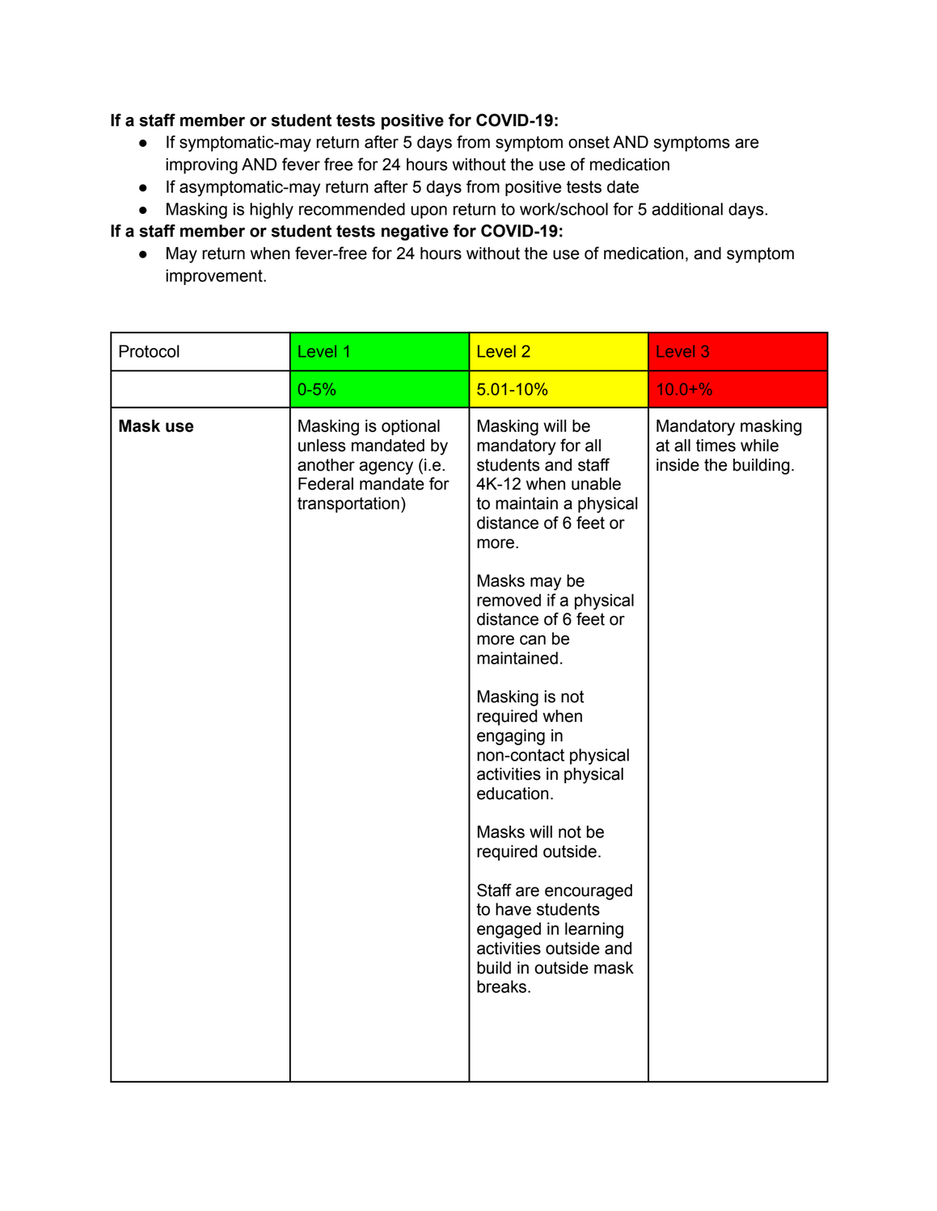**If a staff member or student tests positive for COVID-19:**

- If symptomatic-may return after 5 days from symptom onset AND symptoms are improving AND fever free for 24 hours without the use of medication
- If asymptomatic-may return after 5 days from positive tests date
- Masking is highly recommended upon return to work/school for 5 additional days.

**If a staff member or student tests negative for COVID-19:**

- May return when fever-free for 24 hours without the use of medication, and symptom improvement.

| Protocol | Level 1 | Level 2 | Level 3 |
|---|---|---|---|
| | 0-5% | 5.01-10% | 10.0+% |
| **Mask use** | Masking is optional unless mandated by another agency (i.e. Federal mandate for transportation) | Masking will be mandatory for all students and staff 4K-12 when unable to maintain a physical distance of 6 feet or more.<br><br>Masks may be removed if a physical distance of 6 feet or more can be maintained.<br><br>Masking is not required when engaging in non-contact physical activities in physical education.<br><br>Masks will not be required outside.<br><br>Staff are encouraged to have students engaged in learning activities outside and build in outside mask breaks. | Mandatory masking at all times while inside the building. |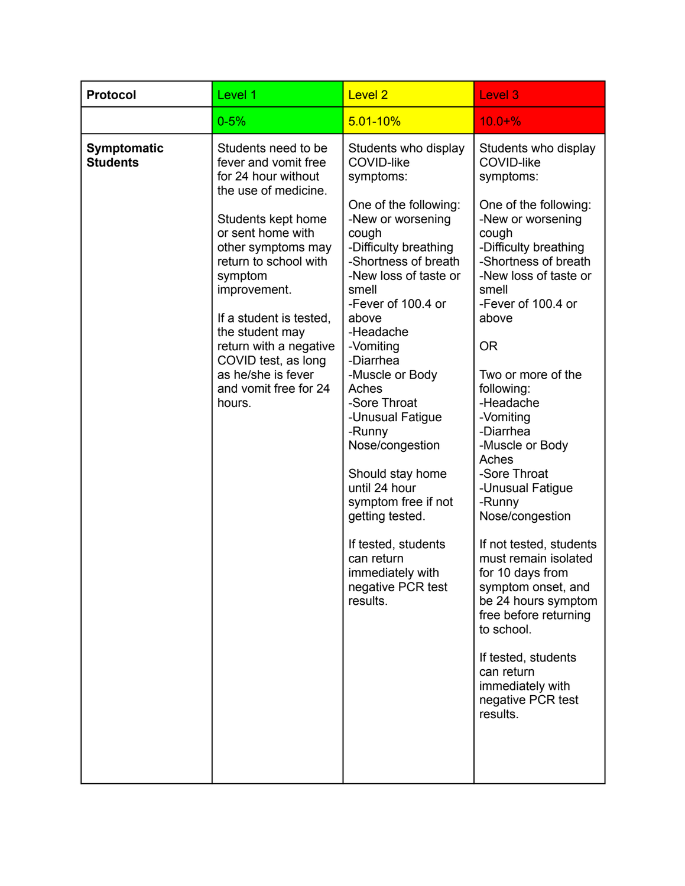| Protocol | Level 1 | Level 2 | Level 3 |
|---|---|---|---|
| | 0-5% | 5.01-10% | 10.0+% |
| **Symptomatic Students** | Students need to be fever and vomit free for 24 hour without the use of medicine.<br><br>Students kept home or sent home with other symptoms may return to school with symptom improvement.<br><br>If a student is tested, the student may return with a negative COVID test, as long as he/she is fever and vomit free for 24 hours. | Students who display COVID-like symptoms:<br><br>One of the following:<br>-New or worsening cough<br>-Difficulty breathing<br>-Shortness of breath<br>-New loss of taste or smell<br>-Fever of 100.4 or above<br>-Headache<br>-Vomiting<br>-Diarrhea<br>-Muscle or Body Aches<br>-Sore Throat<br>-Unusual Fatigue<br>-Runny Nose/congestion<br><br>Should stay home until 24 hour symptom free if not getting tested.<br><br>If tested, students can return immediately with negative PCR test results. | Students who display COVID-like symptoms:<br><br>One of the following:<br>-New or worsening cough<br>-Difficulty breathing<br>-Shortness of breath<br>-New loss of taste or smell<br>-Fever of 100.4 or above<br><br>OR<br><br>Two or more of the following:<br>-Headache<br>-Vomiting<br>-Diarrhea<br>-Muscle or Body Aches<br>-Sore Throat<br>-Unusual Fatigue<br>-Runny Nose/congestion<br><br>If not tested, students must remain isolated for 10 days from symptom onset, and be 24 hours symptom free before returning to school.<br><br>If tested, students can return immediately with negative PCR test results. |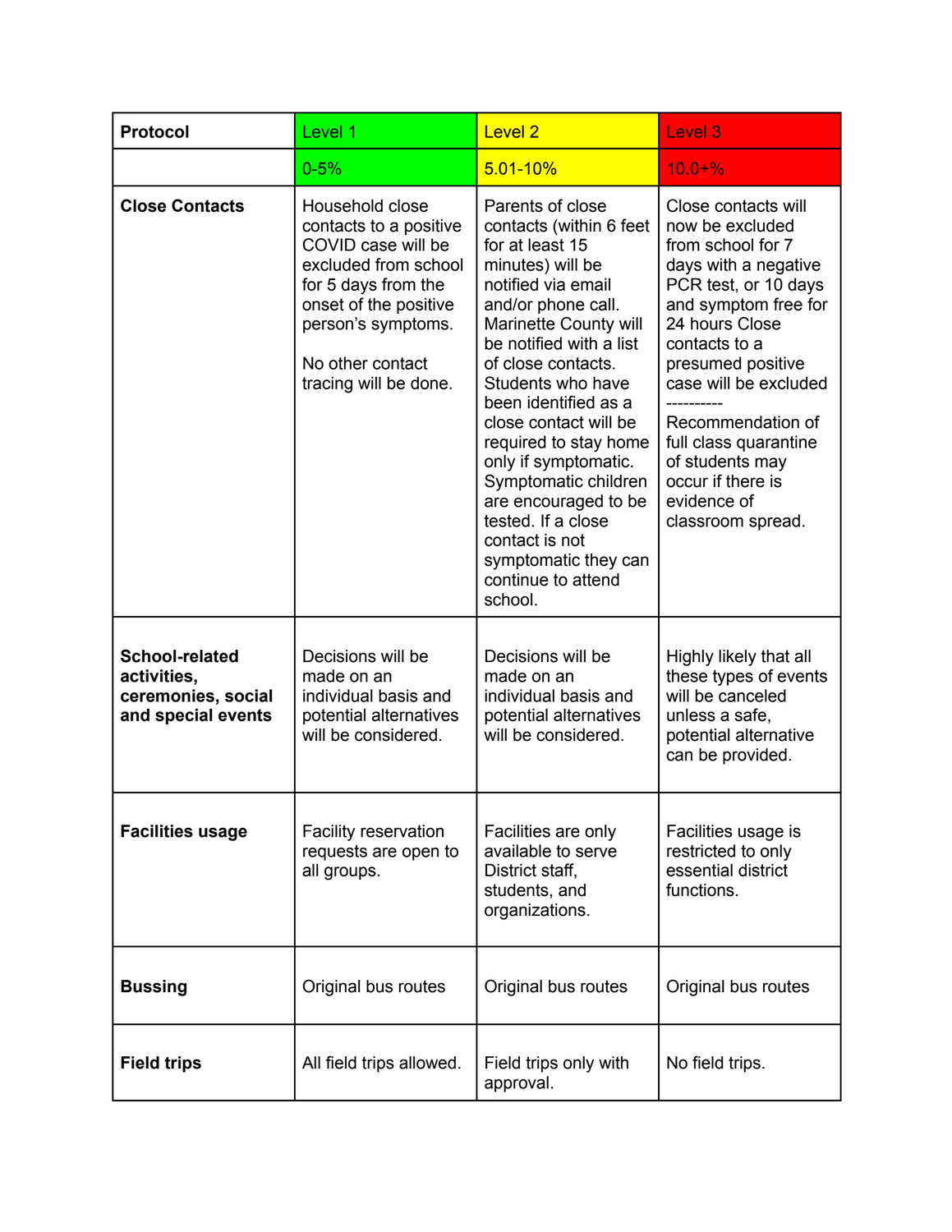| Protocol | Level 1 | Level 2 | Level 3 |
|---|---|---|---|
| | 0-5% | 5.01-10% | 10.0+% |
| **Close Contacts** | Household close contacts to a positive COVID case will be excluded from school for 5 days from the onset of the positive person's symptoms.<br><br>No other contact tracing will be done. | Parents of close contacts (within 6 feet for at least 15 minutes) will be notified via email and/or phone call. Marinette County will be notified with a list of close contacts. Students who have been identified as a close contact will be required to stay home only if symptomatic. Symptomatic children are encouraged to be tested. If a close contact is not symptomatic they can continue to attend school. | Close contacts will now be excluded from school for 7 days with a negative PCR test, or 10 days and symptom free for 24 hours Close contacts to a presumed positive case will be excluded<br>----------<br>Recommendation of full class quarantine of students may occur if there is evidence of classroom spread. |
| **School-related activities, ceremonies, social and special events** | Decisions will be made on an individual basis and potential alternatives will be considered. | Decisions will be made on an individual basis and potential alternatives will be considered. | Highly likely that all these types of events will be canceled unless a safe, potential alternative can be provided. |
| **Facilities usage** | Facility reservation requests are open to all groups. | Facilities are only available to serve District staff, students, and organizations. | Facilities usage is restricted to only essential district functions. |
| **Bussing** | Original bus routes | Original bus routes | Original bus routes |
| **Field trips** | All field trips allowed. | Field trips only with approval. | No field trips. |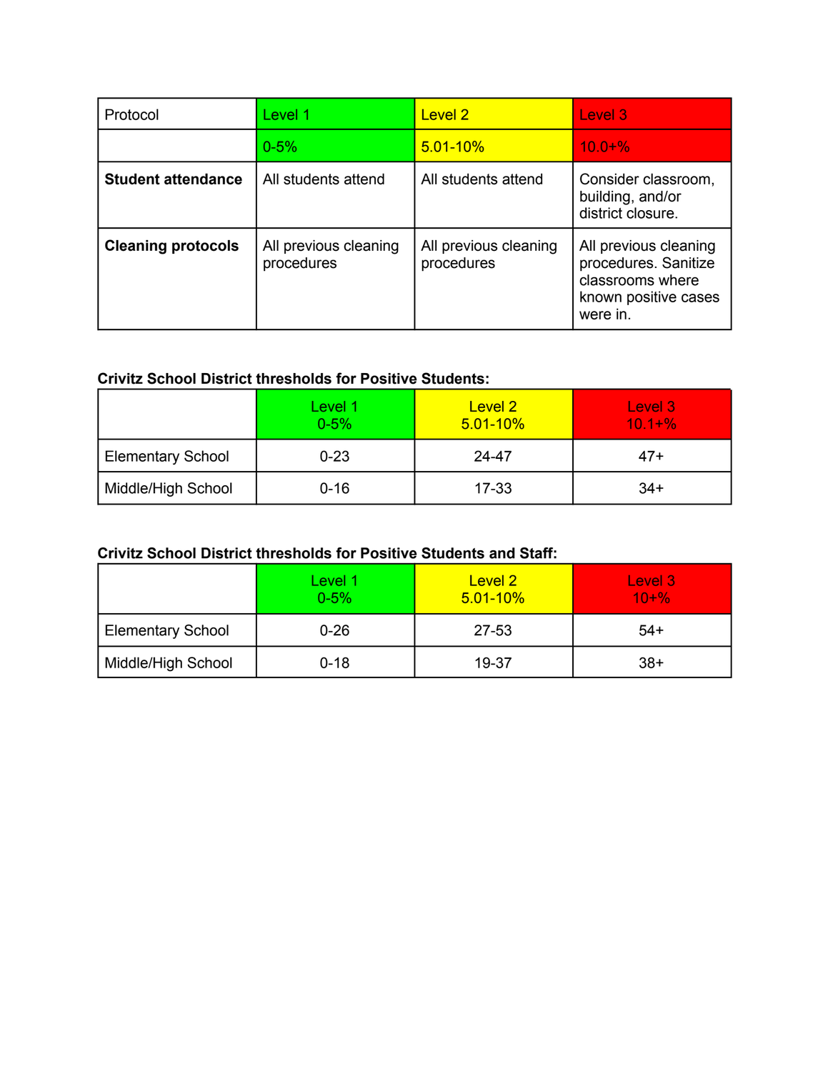| Protocol | Level 1 | Level 2 | Level 3 |
|---|---|---|---|
| | 0-5% | 5.01-10% | 10.0+% |
| **Student attendance** | All students attend | All students attend | Consider classroom, building, and/or district closure. |
| **Cleaning protocols** | All previous cleaning procedures | All previous cleaning procedures | All previous cleaning procedures. Sanitize classrooms where known positive cases were in. |

**Crivitz School District thresholds for Positive Students:**

| | Level 1 0-5% | Level 2 5.01-10% | Level 3 10.1+% |
|---|---|---|---|
| Elementary School | 0-23 | 24-47 | 47+ |
| Middle/High School | 0-16 | 17-33 | 34+ |

**Crivitz School District thresholds for Positive Students and Staff:**

| | Level 1 0-5% | Level 2 5.01-10% | Level 3 10+% |
|---|---|---|---|
| Elementary School | 0-26 | 27-53 | 54+ |
| Middle/High School | 0-18 | 19-37 | 38+ |